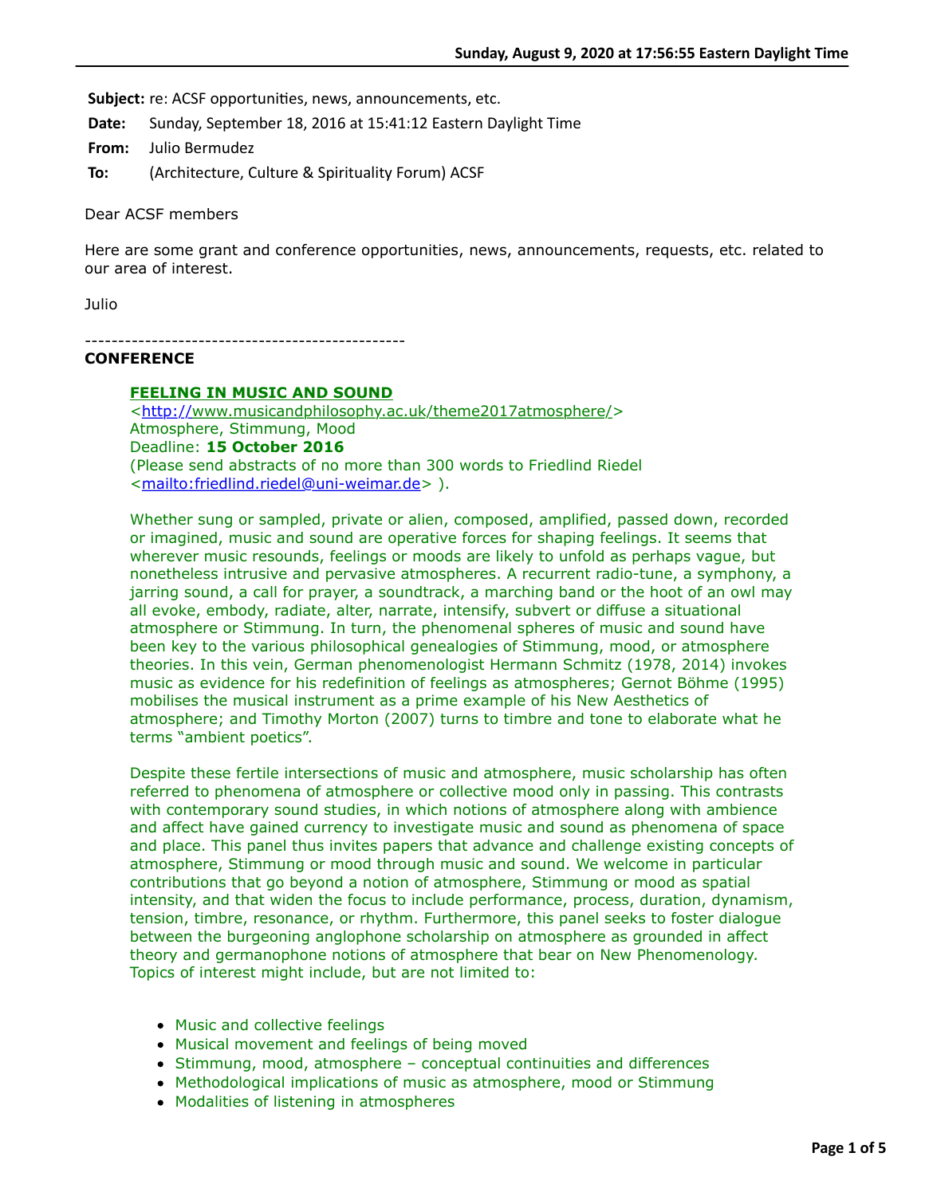**Subject:** re: ACSF opportunities, news, announcements, etc.

**Date:** Sunday, September 18, 2016 at 15:41:12 Eastern Daylight Time

**From:** Julio Bermudez

**To:** (Architecture, Culture & Spirituality Forum) ACSF

Dear ACSF members

Here are some grant and conference opportunities, news, announcements, requests, etc. related to our area of interest.

Julio

------------------------------------------------

**CONFERENCE**

**FEELING IN MUSIC AND SOUND**
<http://www.musicandphilosophy.ac.uk/theme2017atmosphere/>
Atmosphere, Stimmung, Mood
Deadline: **15 October 2016**
(Please send abstracts of no more than 300 words to Friedlind Riedel <mailto:friedlind.riedel@uni-weimar.de> ).

Whether sung or sampled, private or alien, composed, amplified, passed down, recorded or imagined, music and sound are operative forces for shaping feelings. It seems that wherever music resounds, feelings or moods are likely to unfold as perhaps vague, but nonetheless intrusive and pervasive atmospheres. A recurrent radio-tune, a symphony, a jarring sound, a call for prayer, a soundtrack, a marching band or the hoot of an owl may all evoke, embody, radiate, alter, narrate, intensify, subvert or diffuse a situational atmosphere or Stimmung. In turn, the phenomenal spheres of music and sound have been key to the various philosophical genealogies of Stimmung, mood, or atmosphere theories. In this vein, German phenomenologist Hermann Schmitz (1978, 2014) invokes music as evidence for his redefinition of feelings as atmospheres; Gernot Böhme (1995) mobilises the musical instrument as a prime example of his New Aesthetics of atmosphere; and Timothy Morton (2007) turns to timbre and tone to elaborate what he terms "ambient poetics".

Despite these fertile intersections of music and atmosphere, music scholarship has often referred to phenomena of atmosphere or collective mood only in passing. This contrasts with contemporary sound studies, in which notions of atmosphere along with ambience and affect have gained currency to investigate music and sound as phenomena of space and place. This panel thus invites papers that advance and challenge existing concepts of atmosphere, Stimmung or mood through music and sound. We welcome in particular contributions that go beyond a notion of atmosphere, Stimmung or mood as spatial intensity, and that widen the focus to include performance, process, duration, dynamism, tension, timbre, resonance, or rhythm. Furthermore, this panel seeks to foster dialogue between the burgeoning anglophone scholarship on atmosphere as grounded in affect theory and germanophone notions of atmosphere that bear on New Phenomenology. Topics of interest might include, but are not limited to:

- Music and collective feelings
- Musical movement and feelings of being moved
- Stimmung, mood, atmosphere – conceptual continuities and differences
- Methodological implications of music as atmosphere, mood or Stimmung
- Modalities of listening in atmospheres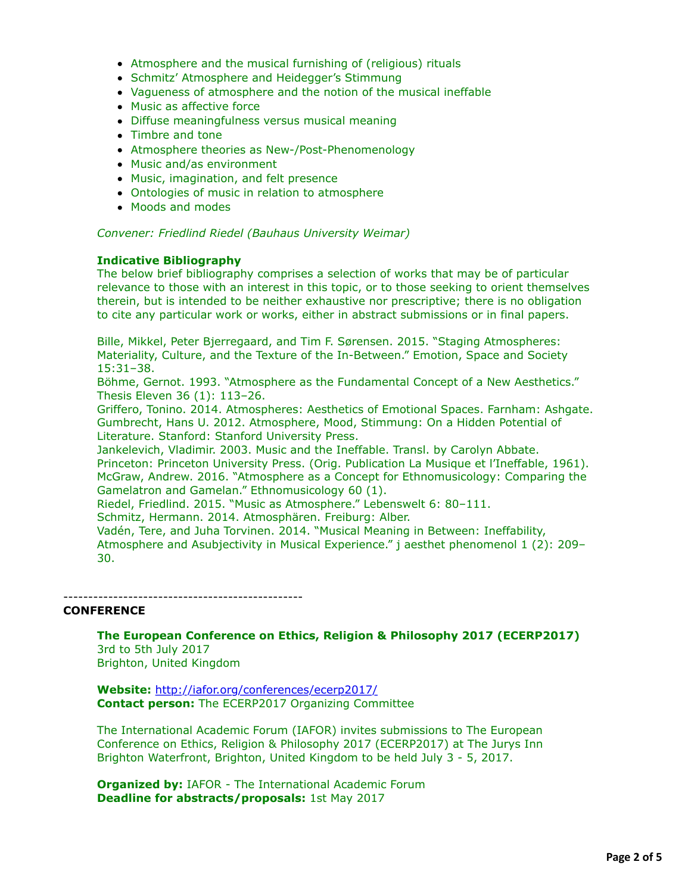- Atmosphere and the musical furnishing of (religious) rituals
- Schmitz' Atmosphere and Heidegger's Stimmung
- Vagueness of atmosphere and the notion of the musical ineffable
- Music as affective force
- Diffuse meaningfulness versus musical meaning
- Timbre and tone
- Atmosphere theories as New-/Post-Phenomenology
- Music and/as environment
- Music, imagination, and felt presence
- Ontologies of music in relation to atmosphere
- Moods and modes

*Convener: Friedlind Riedel (Bauhaus University Weimar)*

**Indicative Bibliography**
The below brief bibliography comprises a selection of works that may be of particular relevance to those with an interest in this topic, or to those seeking to orient themselves therein, but is intended to be neither exhaustive nor prescriptive; there is no obligation to cite any particular work or works, either in abstract submissions or in final papers.

Bille, Mikkel, Peter Bjerregaard, and Tim F. Sørensen. 2015. "Staging Atmospheres: Materiality, Culture, and the Texture of the In-Between." Emotion, Space and Society 15:31–38.
Böhme, Gernot. 1993. "Atmosphere as the Fundamental Concept of a New Aesthetics." Thesis Eleven 36 (1): 113–26.
Griffero, Tonino. 2014. Atmospheres: Aesthetics of Emotional Spaces. Farnham: Ashgate.
Gumbrecht, Hans U. 2012. Atmosphere, Mood, Stimmung: On a Hidden Potential of Literature. Stanford: Stanford University Press.
Jankelevich, Vladimir. 2003. Music and the Ineffable. Transl. by Carolyn Abbate. Princeton: Princeton University Press. (Orig. Publication La Musique et l'Ineffable, 1961).
McGraw, Andrew. 2016. "Atmosphere as a Concept for Ethnomusicology: Comparing the Gamelatron and Gamelan." Ethnomusicology 60 (1).
Riedel, Friedlind. 2015. "Music as Atmosphere." Lebenswelt 6: 80–111.
Schmitz, Hermann. 2014. Atmosphären. Freiburg: Alber.
Vadén, Tere, and Juha Torvinen. 2014. "Musical Meaning in Between: Ineffability, Atmosphere and Asubjectivity in Musical Experience." j aesthet phenomenol 1 (2): 209–30.

------------------------------------------------

**CONFERENCE**

**The European Conference on Ethics, Religion & Philosophy 2017 (ECERP2017)**
3rd to 5th July 2017
Brighton, United Kingdom

**Website:** http://iafor.org/conferences/ecerp2017/
**Contact person:** The ECERP2017 Organizing Committee

The International Academic Forum (IAFOR) invites submissions to The European Conference on Ethics, Religion & Philosophy 2017 (ECERP2017) at The Jurys Inn Brighton Waterfront, Brighton, United Kingdom to be held July 3 - 5, 2017.

**Organized by:** IAFOR - The International Academic Forum
**Deadline for abstracts/proposals:** 1st May 2017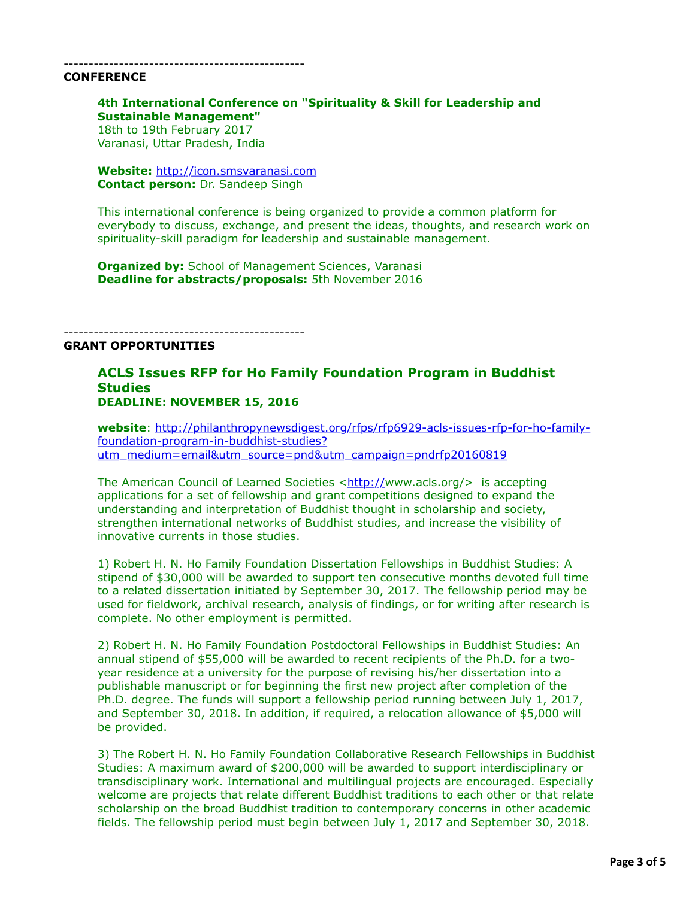------------------------------------------------

## CONFERENCE

### 4th International Conference on "Spirituality & Skill for Leadership and Sustainable Management"

18th to 19th February 2017
Varanasi, Uttar Pradesh, India

**Website:** http://icon.smsvaranasi.com
**Contact person:** Dr. Sandeep Singh

This international conference is being organized to provide a common platform for everybody to discuss, exchange, and present the ideas, thoughts, and research work on spirituality-skill paradigm for leadership and sustainable management.

**Organized by:** School of Management Sciences, Varanasi
**Deadline for abstracts/proposals:** 5th November 2016

------------------------------------------------

## GRANT OPPORTUNITIES

### ACLS Issues RFP for Ho Family Foundation Program in Buddhist Studies

**DEADLINE: NOVEMBER 15, 2016**

**website**: http://philanthropynewsdigest.org/rfps/rfp6929-acls-issues-rfp-for-ho-family-foundation-program-in-buddhist-studies?utm_medium=email&utm_source=pnd&utm_campaign=pndrfp20160819

The American Council of Learned Societies <http://www.acls.org/> is accepting applications for a set of fellowship and grant competitions designed to expand the understanding and interpretation of Buddhist thought in scholarship and society, strengthen international networks of Buddhist studies, and increase the visibility of innovative currents in those studies.

1) Robert H. N. Ho Family Foundation Dissertation Fellowships in Buddhist Studies: A stipend of $30,000 will be awarded to support ten consecutive months devoted full time to a related dissertation initiated by September 30, 2017. The fellowship period may be used for fieldwork, archival research, analysis of findings, or for writing after research is complete. No other employment is permitted.

2) Robert H. N. Ho Family Foundation Postdoctoral Fellowships in Buddhist Studies: An annual stipend of $55,000 will be awarded to recent recipients of the Ph.D. for a two-year residence at a university for the purpose of revising his/her dissertation into a publishable manuscript or for beginning the first new project after completion of the Ph.D. degree. The funds will support a fellowship period running between July 1, 2017, and September 30, 2018. In addition, if required, a relocation allowance of $5,000 will be provided.

3) The Robert H. N. Ho Family Foundation Collaborative Research Fellowships in Buddhist Studies: A maximum award of $200,000 will be awarded to support interdisciplinary or transdisciplinary work. International and multilingual projects are encouraged. Especially welcome are projects that relate different Buddhist traditions to each other or that relate scholarship on the broad Buddhist tradition to contemporary concerns in other academic fields. The fellowship period must begin between July 1, 2017 and September 30, 2018.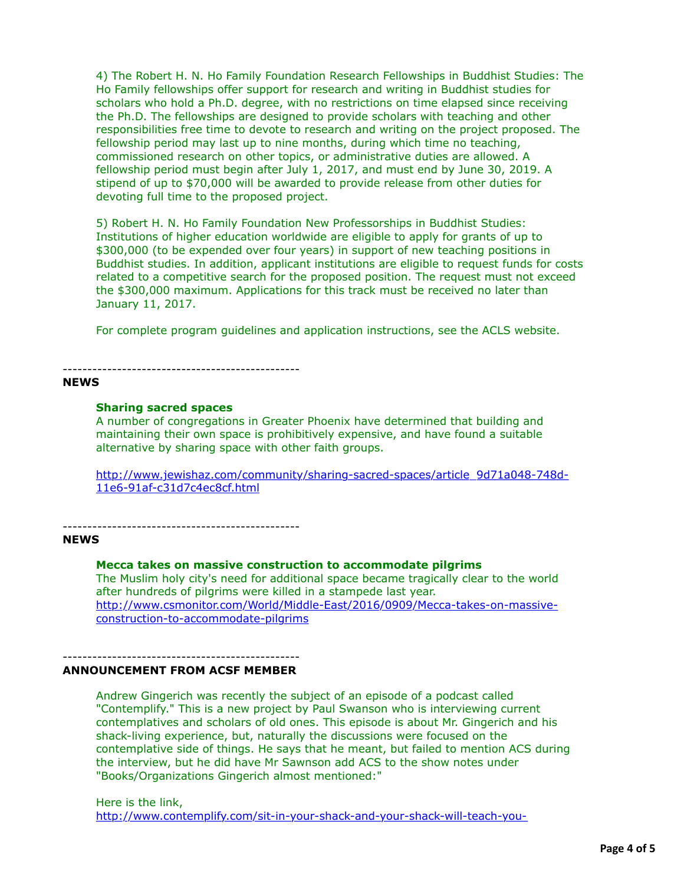4) The Robert H. N. Ho Family Foundation Research Fellowships in Buddhist Studies: The Ho Family fellowships offer support for research and writing in Buddhist studies for scholars who hold a Ph.D. degree, with no restrictions on time elapsed since receiving the Ph.D. The fellowships are designed to provide scholars with teaching and other responsibilities free time to devote to research and writing on the project proposed. The fellowship period may last up to nine months, during which time no teaching, commissioned research on other topics, or administrative duties are allowed. A fellowship period must begin after July 1, 2017, and must end by June 30, 2019. A stipend of up to $70,000 will be awarded to provide release from other duties for devoting full time to the proposed project.

5) Robert H. N. Ho Family Foundation New Professorships in Buddhist Studies: Institutions of higher education worldwide are eligible to apply for grants of up to $300,000 (to be expended over four years) in support of new teaching positions in Buddhist studies. In addition, applicant institutions are eligible to request funds for costs related to a competitive search for the proposed position. The request must not exceed the $300,000 maximum. Applications for this track must be received no later than January 11, 2017.

For complete program guidelines and application instructions, see the ACLS website.

------------------------------------------------

**NEWS**

**Sharing sacred spaces**

A number of congregations in Greater Phoenix have determined that building and maintaining their own space is prohibitively expensive, and have found a suitable alternative by sharing space with other faith groups.

http://www.jewishaz.com/community/sharing-sacred-spaces/article_9d71a048-748d-11e6-91af-c31d7c4ec8cf.html

------------------------------------------------

**NEWS**

**Mecca takes on massive construction to accommodate pilgrims**

The Muslim holy city's need for additional space became tragically clear to the world after hundreds of pilgrims were killed in a stampede last year.

http://www.csmonitor.com/World/Middle-East/2016/0909/Mecca-takes-on-massive-construction-to-accommodate-pilgrims

------------------------------------------------

**ANNOUNCEMENT FROM ACSF MEMBER**

Andrew Gingerich was recently the subject of an episode of a podcast called "Contemplify." This is a new project by Paul Swanson who is interviewing current contemplatives and scholars of old ones. This episode is about Mr. Gingerich and his shack-living experience, but, naturally the discussions were focused on the contemplative side of things. He says that he meant, but failed to mention ACS during the interview, but he did have Mr Sawnson add ACS to the show notes under "Books/Organizations Gingerich almost mentioned:"

Here is the link,
http://www.contemplify.com/sit-in-your-shack-and-your-shack-will-teach-you-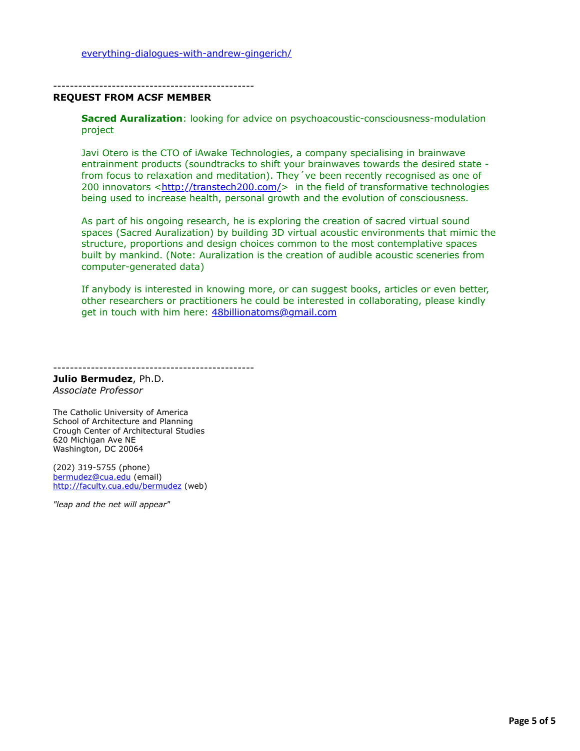everything-dialogues-with-andrew-gingerich/

------------------------------------------------

**REQUEST FROM ACSF MEMBER**

**Sacred Auralization**: looking for advice on psychoacoustic-consciousness-modulation project

Javi Otero is the CTO of iAwake Technologies, a company specialising in brainwave entrainment products (soundtracks to shift your brainwaves towards the desired state - from focus to relaxation and meditation). They´ve been recently recognised as one of 200 innovators <http://transtech200.com/> in the field of transformative technologies being used to increase health, personal growth and the evolution of consciousness.

As part of his ongoing research, he is exploring the creation of sacred virtual sound spaces (Sacred Auralization) by building 3D virtual acoustic environments that mimic the structure, proportions and design choices common to the most contemplative spaces built by mankind. (Note: Auralization is the creation of audible acoustic sceneries from computer-generated data)

If anybody is interested in knowing more, or can suggest books, articles or even better, other researchers or practitioners he could be interested in collaborating, please kindly get in touch with him here: 48billionatoms@gmail.com

------------------------------------------------

**Julio Bermudez**, Ph.D.
*Associate Professor*

The Catholic University of America
School of Architecture and Planning
Crough Center of Architectural Studies
620 Michigan Ave NE
Washington, DC 20064

(202) 319-5755 (phone)
bermudez@cua.edu (email)
http://faculty.cua.edu/bermudez (web)

*"leap and the net will appear"*